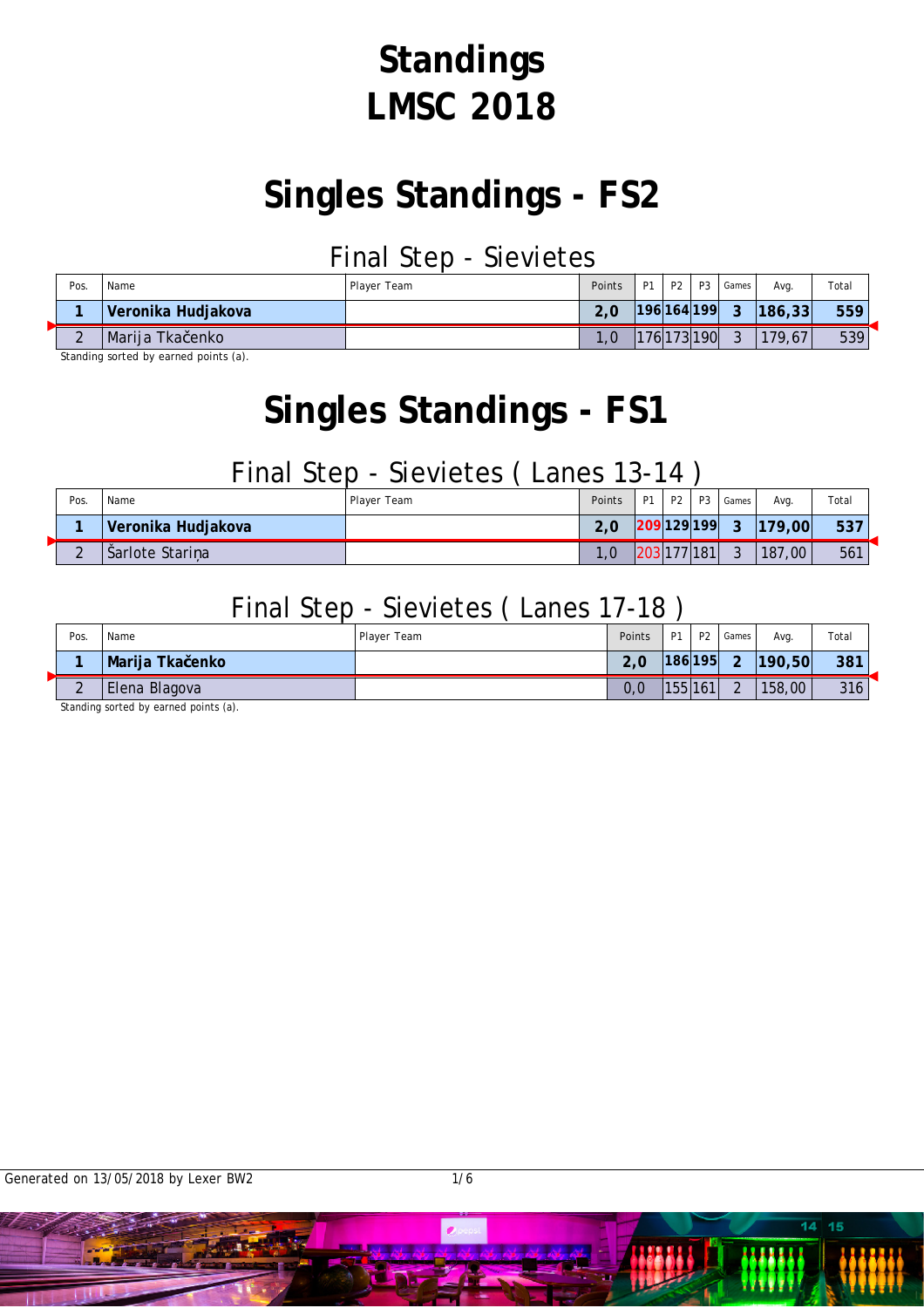# Standings
# LMSC 2018

## Singles Standings - FS2

### Final Step - Sievietes

| Pos. | Name | Player Team | Points | P1 | P2 | P3 | Games | Avg. | Total |
|---|---|---|---|---|---|---|---|---|---|
| **1** | **Veronika Hudjakova** | | **2,0** | **196** | **164** | **199** | **3** | **186,33** | **559** |
| 2 | Marija Tkačenko | | 1,0 | 176 | 173 | 190 | 3 | 179,67 | 539 |

Standing sorted by earned points (a).

## Singles Standings - FS1

### Final Step - Sievietes ( Lanes 13-14 )

| Pos. | Name | Player Team | Points | P1 | P2 | P3 | Games | Avg. | Total |
|---|---|---|---|---|---|---|---|---|---|
| **1** | **Veronika Hudjakova** | | **2,0** | **209** | **129** | **199** | **3** | **179,00** | **537** |
| 2 | Šarlote Stariņa | | 1,0 | 203 | 177 | 181 | 3 | 187,00 | 561 |

### Final Step - Sievietes ( Lanes 17-18 )

| Pos. | Name | Player Team | Points | P1 | P2 | Games | Avg. | Total |
|---|---|---|---|---|---|---|---|---|
| **1** | **Marija Tkačenko** | | **2,0** | **186** | **195** | **2** | **190,50** | **381** |
| 2 | Elena Blagova | | 0,0 | 155 | 161 | 2 | 158,00 | 316 |

Standing sorted by earned points (a).

Generated on 13/05/2018 by Lexer BW2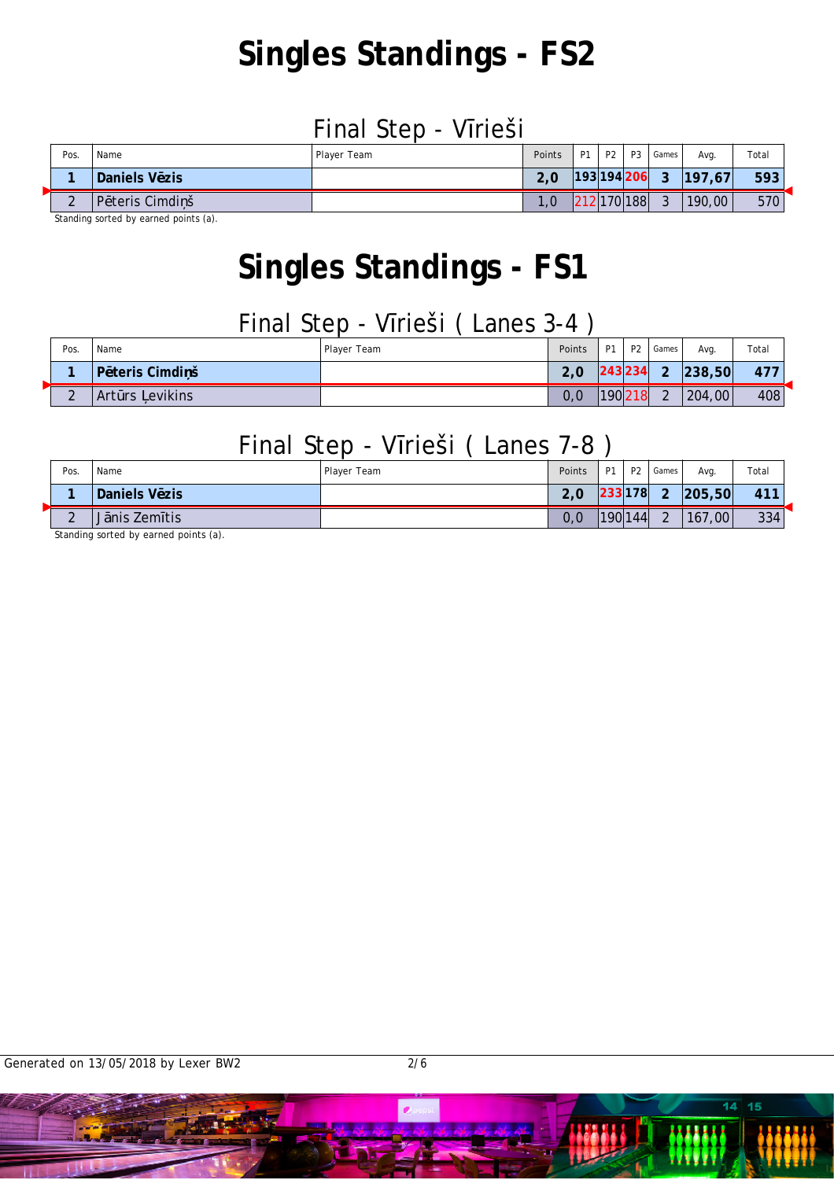# Singles Standings - FS2

## Final Step - Vīrieši

| Pos. | Name | Player Team | Points | P1 | P2 | P3 | Games | Avg. | Total |
|---|---|---|---|---|---|---|---|---|---|
| **1** | **Daniels Vēzis** | | **2,0** | **193** | **194** | **206** | **3** | **197,67** | **593** |
| 2 | Pēteris Cimdiņš | | 1,0 | 212 | 170 | 188 | 3 | 190,00 | 570 |

Standing sorted by earned points (a).

# Singles Standings - FS1

## Final Step - Vīrieši ( Lanes 3-4 )

| Pos. | Name | Player Team | Points | P1 | P2 | Games | Avg. | Total |
|---|---|---|---|---|---|---|---|---|
| **1** | **Pēteris Cimdiņš** | | **2,0** | **243** | **234** | **2** | **238,50** | **477** |
| 2 | Artūrs Ļevikins | | 0,0 | 190 | 218 | 2 | 204,00 | 408 |

## Final Step - Vīrieši ( Lanes 7-8 )

| Pos. | Name | Player Team | Points | P1 | P2 | Games | Avg. | Total |
|---|---|---|---|---|---|---|---|---|
| **1** | **Daniels Vēzis** | | **2,0** | **233** | **178** | **2** | **205,50** | **411** |
| 2 | Jānis Zemītis | | 0,0 | 190 | 144 | 2 | 167,00 | 334 |

Standing sorted by earned points (a).

Generated on 13/05/2018 by Lexer BW2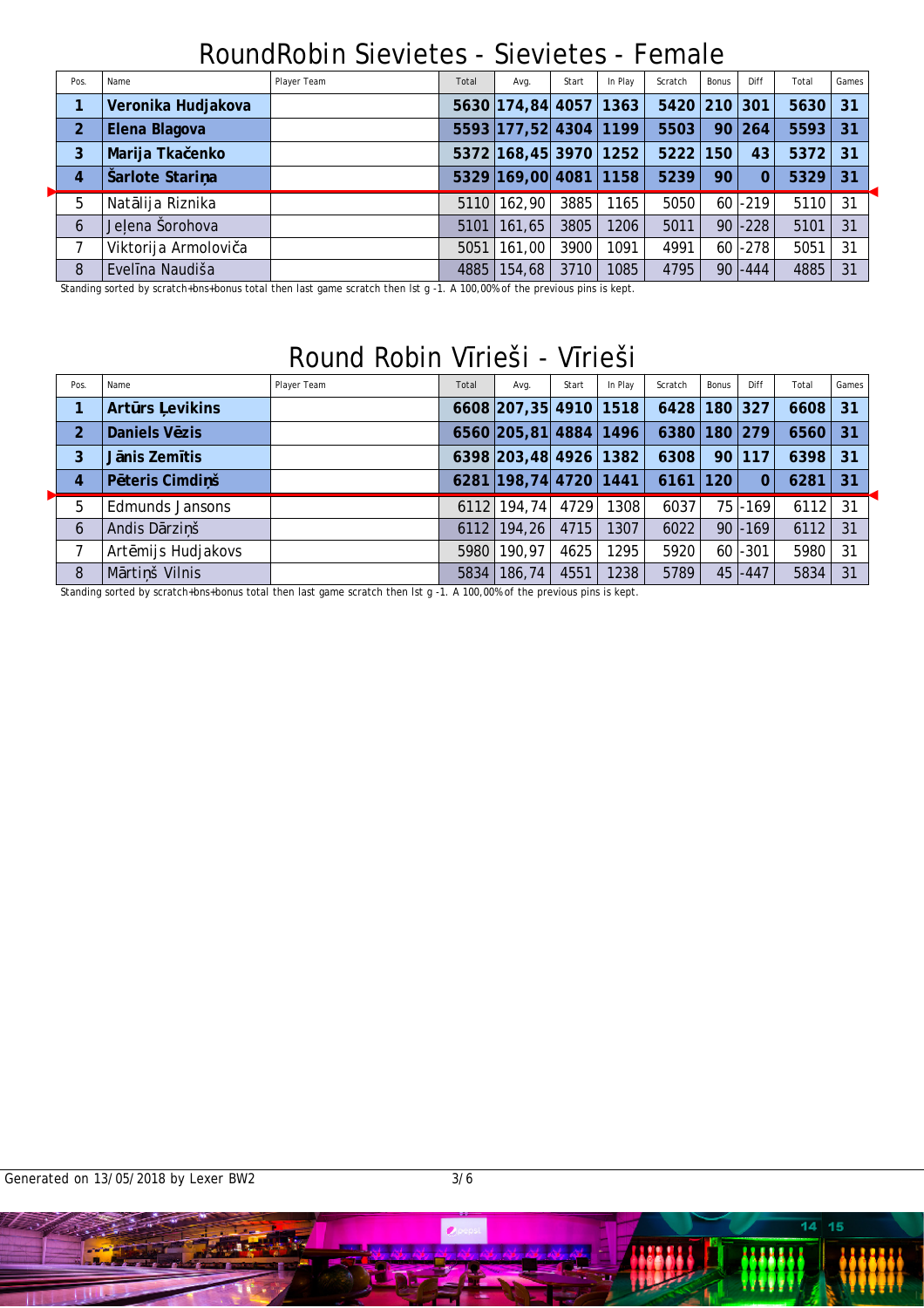# RoundRobin Sievietes - Sievietes - Female

| Pos. | Name | Player Team | Total | Avg. | Start | In Play | Scratch | Bonus | Diff | Total | Games |
|---|---|---|---|---|---|---|---|---|---|---|---|
| **1** | **Veronika Hudjakova** | | **5630** | **174,84** | **4057** | **1363** | **5420** | **210** | **301** | **5630** | **31** |
| **2** | **Elena Blagova** | | **5593** | **177,52** | **4304** | **1199** | **5503** | **90** | **264** | **5593** | **31** |
| **3** | **Marija Tkačenko** | | **5372** | **168,45** | **3970** | **1252** | **5222** | **150** | **43** | **5372** | **31** |
| **4** | **Šarlote Stariņa** | | **5329** | **169,00** | **4081** | **1158** | **5239** | **90** | **0** | **5329** | **31** |
| 5 | Natālija Riznika | | 5110 | 162,90 | 3885 | 1165 | 5050 | 60 | -219 | 5110 | 31 |
| 6 | Jeļena Šorohova | | 5101 | 161,65 | 3805 | 1206 | 5011 | 90 | -228 | 5101 | 31 |
| 7 | Viktorija Armoloviča | | 5051 | 161,00 | 3900 | 1091 | 4991 | 60 | -278 | 5051 | 31 |
| 8 | Evelīna Naudiša | | 4885 | 154,68 | 3710 | 1085 | 4795 | 90 | -444 | 4885 | 31 |

Standing sorted by scratch+bns+bonus total then last game scratch then lst g -1. A 100,00% of the previous pins is kept.

# Round Robin Vīrieši - Vīrieši

| Pos. | Name | Player Team | Total | Avg. | Start | In Play | Scratch | Bonus | Diff | Total | Games |
|---|---|---|---|---|---|---|---|---|---|---|---|
| **1** | **Artūrs Ļevikins** | | **6608** | **207,35** | **4910** | **1518** | **6428** | **180** | **327** | **6608** | **31** |
| **2** | **Daniels Vēzis** | | **6560** | **205,81** | **4884** | **1496** | **6380** | **180** | **279** | **6560** | **31** |
| **3** | **Jānis Zemītis** | | **6398** | **203,48** | **4926** | **1382** | **6308** | **90** | **117** | **6398** | **31** |
| **4** | **Pēteris Cimdiņš** | | **6281** | **198,74** | **4720** | **1441** | **6161** | **120** | **0** | **6281** | **31** |
| 5 | Edmunds Jansons | | 6112 | 194,74 | 4729 | 1308 | 6037 | 75 | -169 | 6112 | 31 |
| 6 | Andis Dārziņš | | 6112 | 194,26 | 4715 | 1307 | 6022 | 90 | -169 | 6112 | 31 |
| 7 | Artēmijs Hudjakovs | | 5980 | 190,97 | 4625 | 1295 | 5920 | 60 | -301 | 5980 | 31 |
| 8 | Mārtiņš Vilnis | | 5834 | 186,74 | 4551 | 1238 | 5789 | 45 | -447 | 5834 | 31 |

Standing sorted by scratch+bns+bonus total then last game scratch then lst g -1. A 100,00% of the previous pins is kept.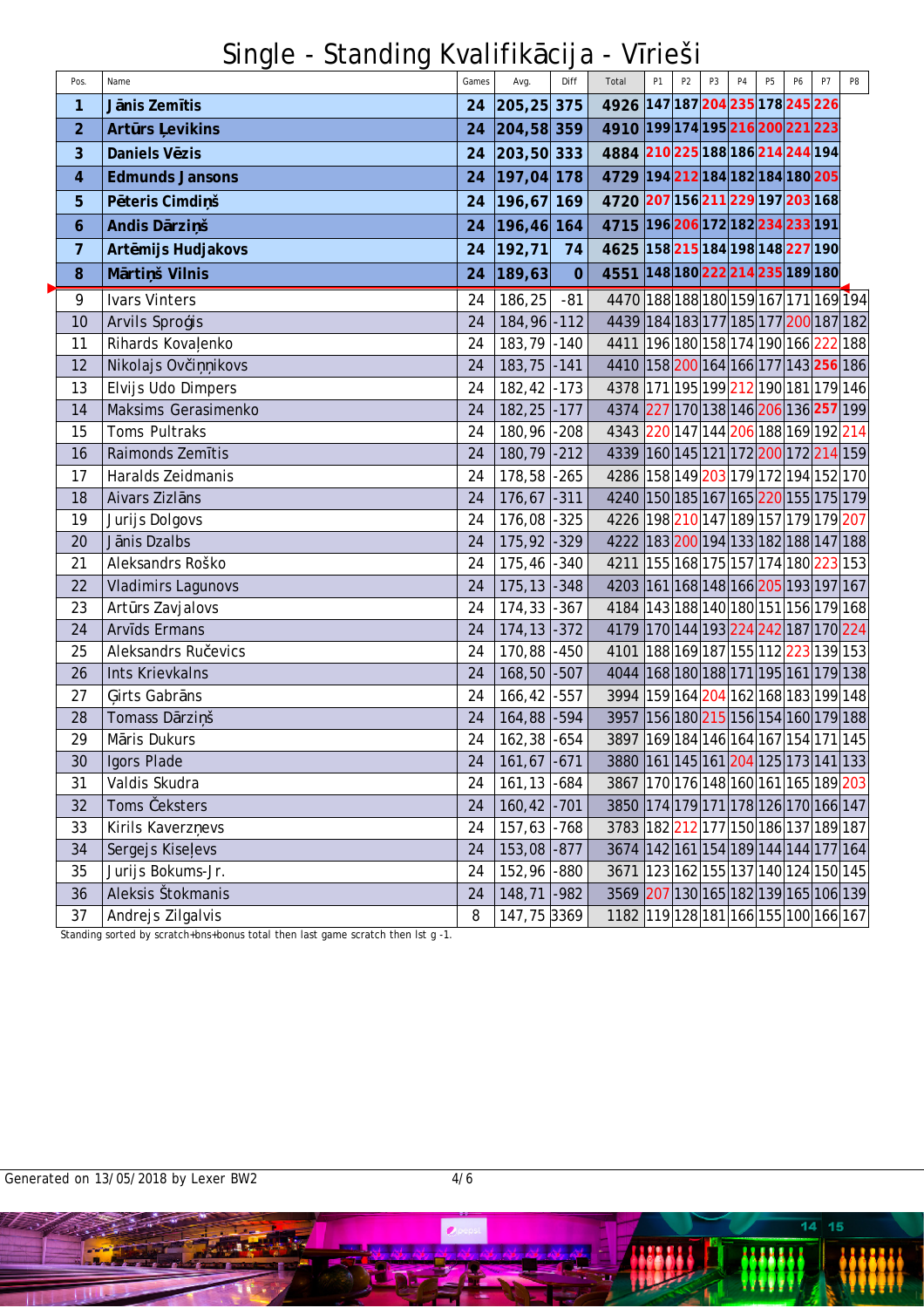# Single - Standing Kvalifikācija - Vīrieši

| Pos. | Name | Games | Avg. | Diff | Total | P1 | P2 | P3 | P4 | P5 | P6 | P7 | P8 |
|---|---|---|---|---|---|---|---|---|---|---|---|---|---|
| **1** | **Jānis Zemītis** | **24** | **205,25** | **375** | **4926** | **147** | **187** | **204** | **235** | **178** | **245** | **226** | |
| **2** | **Artūrs Ļevikins** | **24** | **204,58** | **359** | **4910** | **199** | **174** | **195** | **216** | **200** | **221** | **223** | |
| **3** | **Daniels Vēzis** | **24** | **203,50** | **333** | **4884** | **210** | **225** | **188** | **186** | **214** | **244** | **194** | |
| **4** | **Edmunds Jansons** | **24** | **197,04** | **178** | **4729** | **194** | **212** | **184** | **182** | **184** | **180** | **205** | |
| **5** | **Pēteris Cimdiņš** | **24** | **196,67** | **169** | **4720** | **207** | **156** | **211** | **229** | **197** | **203** | **168** | |
| **6** | **Andis Dārziņš** | **24** | **196,46** | **164** | **4715** | **196** | **206** | **172** | **182** | **234** | **233** | **191** | |
| **7** | **Artēmijs Hudjakovs** | **24** | **192,71** | **74** | **4625** | **158** | **215** | **184** | **198** | **148** | **227** | **190** | |
| **8** | **Mārtiņš Vilnis** | **24** | **189,63** | **0** | **4551** | **148** | **180** | **222** | **214** | **235** | **189** | **180** | |
| 9 | Ivars Vinters | 24 | 186,25 | -81 | 4470 | 188 | 188 | 180 | 159 | 167 | 171 | 169 | 194 |
| 10 | Arvils Sproģis | 24 | 184,96 | -112 | 4439 | 184 | 183 | 177 | 185 | 177 | 200 | 187 | 182 |
| 11 | Rihards Kovaļenko | 24 | 183,79 | -140 | 4411 | 196 | 180 | 158 | 174 | 190 | 166 | 222 | 188 |
| 12 | Nikolajs Ovčiņņikovs | 24 | 183,75 | -141 | 4410 | 158 | 200 | 164 | 166 | 177 | 143 | 256 | 186 |
| 13 | Elvijs Udo Dimpers | 24 | 182,42 | -173 | 4378 | 171 | 195 | 199 | 212 | 190 | 181 | 179 | 146 |
| 14 | Maksims Gerasimenko | 24 | 182,25 | -177 | 4374 | 227 | 170 | 138 | 146 | 206 | 136 | 257 | 199 |
| 15 | Toms Pultraks | 24 | 180,96 | -208 | 4343 | 220 | 147 | 144 | 206 | 188 | 169 | 192 | 214 |
| 16 | Raimonds Zemītis | 24 | 180,79 | -212 | 4339 | 160 | 145 | 121 | 172 | 200 | 172 | 214 | 159 |
| 17 | Haralds Zeidmanis | 24 | 178,58 | -265 | 4286 | 158 | 149 | 203 | 179 | 172 | 194 | 152 | 170 |
| 18 | Aivars Zizlāns | 24 | 176,67 | -311 | 4240 | 150 | 185 | 167 | 165 | 220 | 155 | 175 | 179 |
| 19 | Jurijs Dolgovs | 24 | 176,08 | -325 | 4226 | 198 | 210 | 147 | 189 | 157 | 179 | 179 | 207 |
| 20 | Jānis Dzalbs | 24 | 175,92 | -329 | 4222 | 183 | 200 | 194 | 133 | 182 | 188 | 147 | 188 |
| 21 | Aleksandrs Roško | 24 | 175,46 | -340 | 4211 | 155 | 168 | 175 | 157 | 174 | 180 | 223 | 153 |
| 22 | Vladimirs Lagunovs | 24 | 175,13 | -348 | 4203 | 161 | 168 | 148 | 166 | 205 | 193 | 197 | 167 |
| 23 | Artūrs Zavjalovs | 24 | 174,33 | -367 | 4184 | 143 | 188 | 140 | 180 | 151 | 156 | 179 | 168 |
| 24 | Arvīds Ermans | 24 | 174,13 | -372 | 4179 | 170 | 144 | 193 | 224 | 242 | 187 | 170 | 224 |
| 25 | Aleksandrs Ručevics | 24 | 170,88 | -450 | 4101 | 188 | 169 | 187 | 155 | 112 | 223 | 139 | 153 |
| 26 | Ints Krievkalns | 24 | 168,50 | -507 | 4044 | 168 | 180 | 188 | 171 | 195 | 161 | 179 | 138 |
| 27 | Ģirts Gabrāns | 24 | 166,42 | -557 | 3994 | 159 | 164 | 204 | 162 | 168 | 183 | 199 | 148 |
| 28 | Tomass Dārziņš | 24 | 164,88 | -594 | 3957 | 156 | 180 | 215 | 156 | 154 | 160 | 179 | 188 |
| 29 | Māris Dukurs | 24 | 162,38 | -654 | 3897 | 169 | 184 | 146 | 164 | 167 | 154 | 171 | 145 |
| 30 | Igors Plade | 24 | 161,67 | -671 | 3880 | 161 | 145 | 161 | 204 | 125 | 173 | 141 | 133 |
| 31 | Valdis Skudra | 24 | 161,13 | -684 | 3867 | 170 | 176 | 148 | 160 | 161 | 165 | 189 | 203 |
| 32 | Toms Čeksters | 24 | 160,42 | -701 | 3850 | 174 | 179 | 171 | 178 | 126 | 170 | 166 | 147 |
| 33 | Kirils Kaverzņevs | 24 | 157,63 | -768 | 3783 | 182 | 212 | 177 | 150 | 186 | 137 | 189 | 187 |
| 34 | Sergejs Kiseļevs | 24 | 153,08 | -877 | 3674 | 142 | 161 | 154 | 189 | 144 | 144 | 177 | 164 |
| 35 | Jurijs Bokums-Jr. | 24 | 152,96 | -880 | 3671 | 123 | 162 | 155 | 137 | 140 | 124 | 150 | 145 |
| 36 | Aleksis Štokmanis | 24 | 148,71 | -982 | 3569 | 207 | 130 | 165 | 182 | 139 | 165 | 106 | 139 |
| 37 | Andrejs Zilgalvis | 8 | 147,75 | 3369 | 1182 | 119 | 128 | 181 | 166 | 155 | 100 | 166 | 167 |

Standing sorted by scratch+bns+bonus total then last game scratch then lst g -1.

Generated on 13/05/2018 by Lexer BW2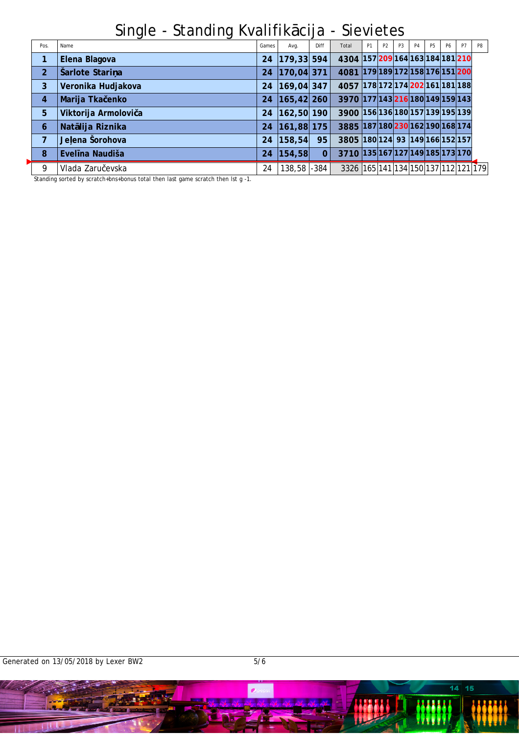# Single - Standing Kvalifikācija - Sievietes

| Pos. | Name | Games | Avg. | Diff | Total | P1 | P2 | P3 | P4 | P5 | P6 | P7 | P8 |
|---|---|---|---|---|---|---|---|---|---|---|---|---|---|
| **1** | **Elena Blagova** | **24** | **179,33** | **594** | **4304** | **157** | **209** | **164** | **163** | **184** | **181** | **210** | |
| **2** | **Šarlote Stariņa** | **24** | **170,04** | **371** | **4081** | **179** | **189** | **172** | **158** | **176** | **151** | **200** | |
| **3** | **Veronika Hudjakova** | **24** | **169,04** | **347** | **4057** | **178** | **172** | **174** | **202** | **161** | **181** | **188** | |
| **4** | **Marija Tkačenko** | **24** | **165,42** | **260** | **3970** | **177** | **143** | **216** | **180** | **149** | **159** | **143** | |
| **5** | **Viktorija Armoloviča** | **24** | **162,50** | **190** | **3900** | **156** | **136** | **180** | **157** | **139** | **195** | **139** | |
| **6** | **Natālija Riznika** | **24** | **161,88** | **175** | **3885** | **187** | **180** | **230** | **162** | **190** | **168** | **174** | |
| **7** | **Jeļena Šorohova** | **24** | **158,54** | **95** | **3805** | **180** | **124** | **93** | **149** | **166** | **152** | **157** | |
| **8** | **Evelīna Naudiša** | **24** | **154,58** | **0** | **3710** | **135** | **167** | **127** | **149** | **185** | **173** | **170** | |
| 9 | Vlada Zaručevska | 24 | 138,58 | -384 | 3326 | 165 | 141 | 134 | 150 | 137 | 112 | 121 | 179 |

Standing sorted by scratch+bns+bonus total then last game scratch then lst g -1.

Generated on 13/05/2018 by Lexer BW2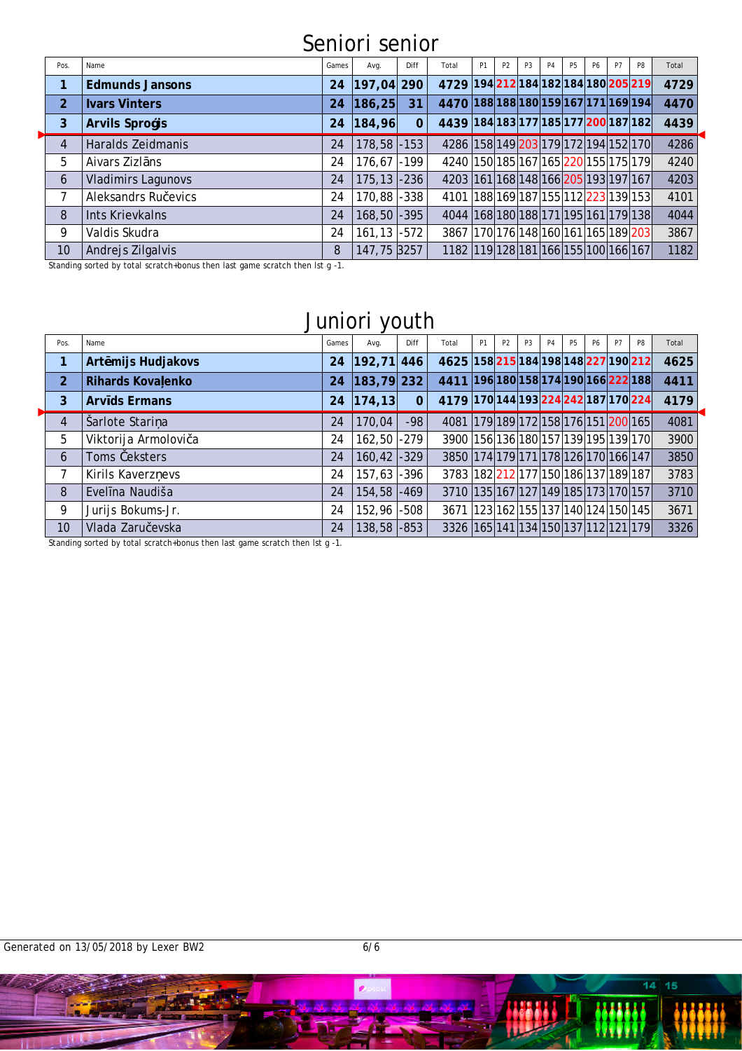# Seniori senior

| Pos. | Name | Games | Avg. | Diff | Total | P1 | P2 | P3 | P4 | P5 | P6 | P7 | P8 | Total |
|---|---|---|---|---|---|---|---|---|---|---|---|---|---|---|
| **1** | **Edmunds Jansons** | **24** | **197,04** | **290** | **4729** | **194** | **212** | **184** | **182** | **184** | **180** | **205** | **219** | **4729** |
| **2** | **Ivars Vinters** | **24** | **186,25** | **31** | **4470** | **188** | **188** | **180** | **159** | **167** | **171** | **169** | **194** | **4470** |
| **3** | **Arvils Sproģis** | **24** | **184,96** | **0** | **4439** | **184** | **183** | **177** | **185** | **177** | **200** | **187** | **182** | **4439** |
| 4 | Haralds Zeidmanis | 24 | 178,58 | -153 | 4286 | 158 | 149 | 203 | 179 | 172 | 194 | 152 | 170 | 4286 |
| 5 | Aivars Zizlāns | 24 | 176,67 | -199 | 4240 | 150 | 185 | 167 | 165 | 220 | 155 | 175 | 179 | 4240 |
| 6 | Vladimirs Lagunovs | 24 | 175,13 | -236 | 4203 | 161 | 168 | 148 | 166 | 205 | 193 | 197 | 167 | 4203 |
| 7 | Aleksandrs Ručevics | 24 | 170,88 | -338 | 4101 | 188 | 169 | 187 | 155 | 112 | 223 | 139 | 153 | 4101 |
| 8 | Ints Krievkalns | 24 | 168,50 | -395 | 4044 | 168 | 180 | 188 | 171 | 195 | 161 | 179 | 138 | 4044 |
| 9 | Valdis Skudra | 24 | 161,13 | -572 | 3867 | 170 | 176 | 148 | 160 | 161 | 165 | 189 | 203 | 3867 |
| 10 | Andrejs Zilgalvis | 8 | 147,75 | 3257 | 1182 | 119 | 128 | 181 | 166 | 155 | 100 | 166 | 167 | 1182 |

Standing sorted by total scratch+bonus then last game scratch then lst g -1.

# Juniori youth

| Pos. | Name | Games | Avg. | Diff | Total | P1 | P2 | P3 | P4 | P5 | P6 | P7 | P8 | Total |
|---|---|---|---|---|---|---|---|---|---|---|---|---|---|---|
| **1** | **Artēmijs Hudjakovs** | **24** | **192,71** | **446** | **4625** | **158** | **215** | **184** | **198** | **148** | **227** | **190** | **212** | **4625** |
| **2** | **Rihards Kovaļenko** | **24** | **183,79** | **232** | **4411** | **196** | **180** | **158** | **174** | **190** | **166** | **222** | **188** | **4411** |
| **3** | **Arvīds Ermans** | **24** | **174,13** | **0** | **4179** | **170** | **144** | **193** | **224** | **242** | **187** | **170** | **224** | **4179** |
| 4 | Šarlote Stariņa | 24 | 170,04 | -98 | 4081 | 179 | 189 | 172 | 158 | 176 | 151 | 200 | 165 | 4081 |
| 5 | Viktorija Armoloviča | 24 | 162,50 | -279 | 3900 | 156 | 136 | 180 | 157 | 139 | 195 | 139 | 170 | 3900 |
| 6 | Toms Čeksters | 24 | 160,42 | -329 | 3850 | 174 | 179 | 171 | 178 | 126 | 170 | 166 | 147 | 3850 |
| 7 | Kirils Kaverzņevs | 24 | 157,63 | -396 | 3783 | 182 | 212 | 177 | 150 | 186 | 137 | 189 | 187 | 3783 |
| 8 | Evelīna Naudiša | 24 | 154,58 | -469 | 3710 | 135 | 167 | 127 | 149 | 185 | 173 | 170 | 157 | 3710 |
| 9 | Jurijs Bokums-Jr. | 24 | 152,96 | -508 | 3671 | 123 | 162 | 155 | 137 | 140 | 124 | 150 | 145 | 3671 |
| 10 | Vlada Zaručevska | 24 | 138,58 | -853 | 3326 | 165 | 141 | 134 | 150 | 137 | 112 | 121 | 179 | 3326 |

Standing sorted by total scratch+bonus then last game scratch then lst g -1.

Generated on 13/05/2018 by Lexer BW2